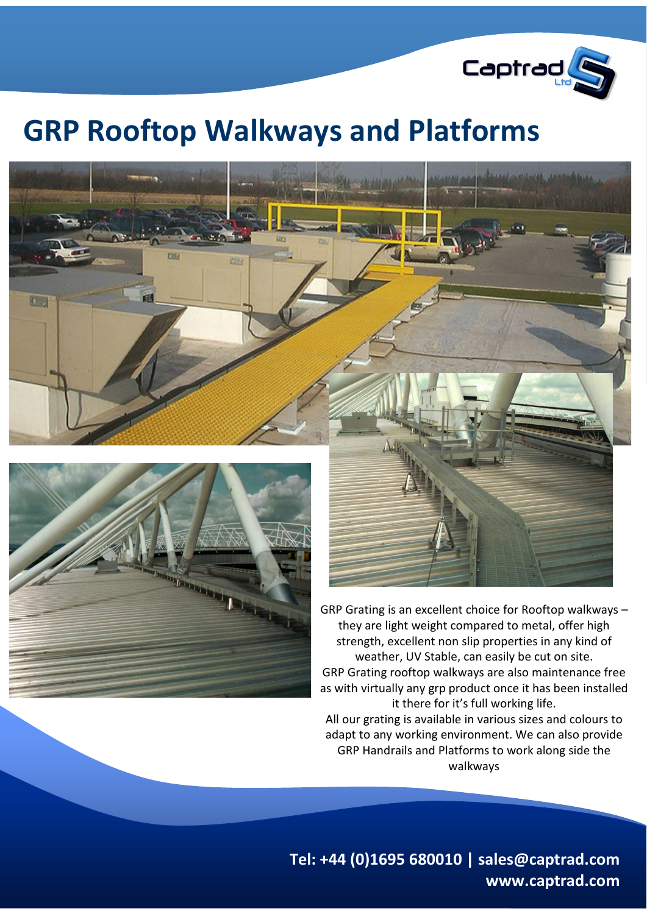# GRP Rooftop Walkways and Platforms

GRP Grating is an excellent choice for Rooftop walkways – they are light weight compared to metal, offer high strength, excellent non slip properties in any kind of weather, UV Stable, can easily be cut on site.

GRP Grating rooftop walkways are also maintenance free as with virtually any grp product once it has been installed it there for it's full working life.

All our grating is available in various sizes and colours to adapt to any working environment. We can also provide GRP Handrails and Platforms to work along side the walkways

**Tel: +44 (0)1695 680010 | sales@captrad.com**
**www.captrad.com**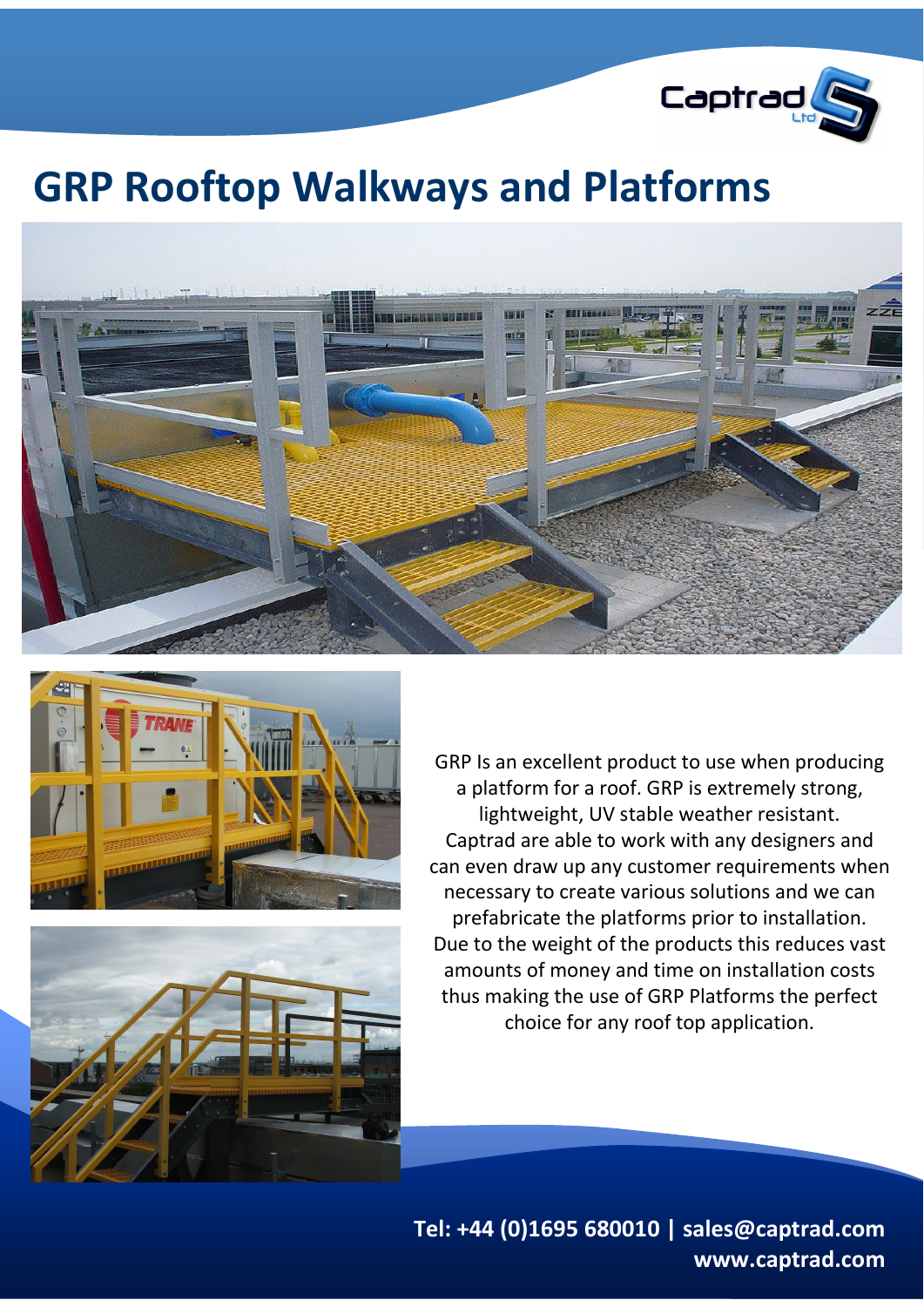# GRP Rooftop Walkways and Platforms

GRP Is an excellent product to use when producing a platform for a roof. GRP is extremely strong, lightweight, UV stable weather resistant. Captrad are able to work with any designers and can even draw up any customer requirements when necessary to create various solutions and we can prefabricate the platforms prior to installation. Due to the weight of the products this reduces vast amounts of money and time on installation costs thus making the use of GRP Platforms the perfect choice for any roof top application.

**Tel: +44 (0)1695 680010 | sales@captrad.com**
**www.captrad.com**